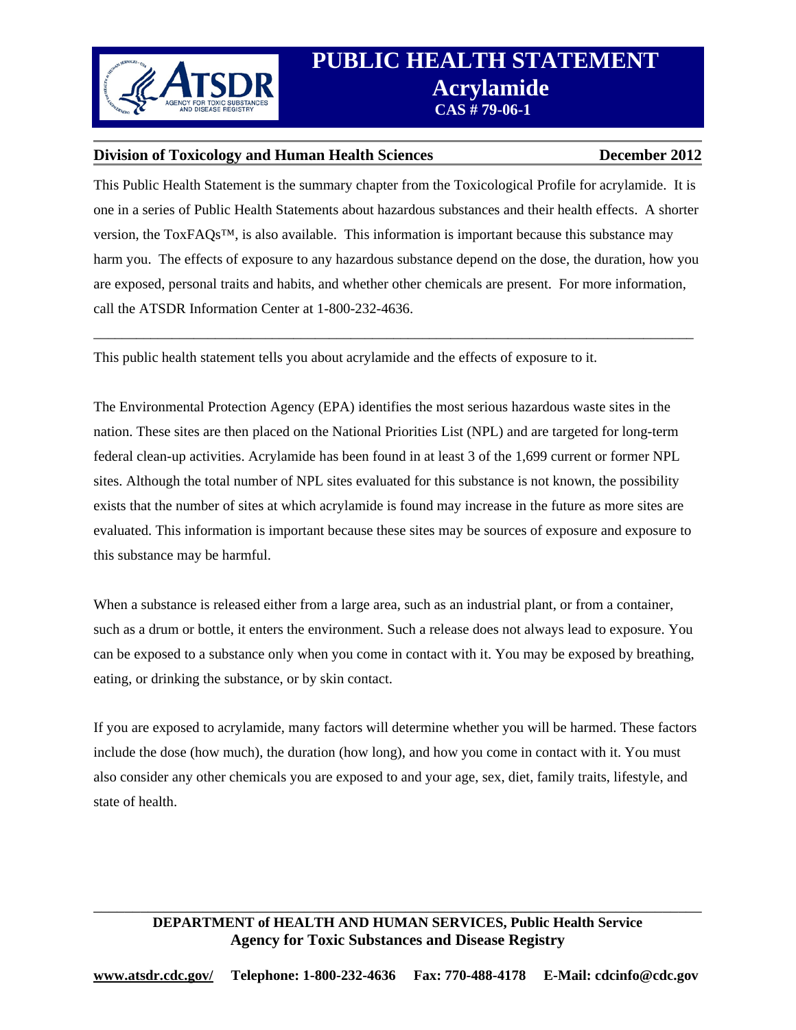# PUBLIC HEALTH STATEMENT
## Acrylamide
**CAS # 79-06-1**

**Division of Toxicology and Human Health Sciences** **December 2012**

This Public Health Statement is the summary chapter from the Toxicological Profile for acrylamide. It is one in a series of Public Health Statements about hazardous substances and their health effects. A shorter version, the ToxFAQs™, is also available. This information is important because this substance may harm you. The effects of exposure to any hazardous substance depend on the dose, the duration, how you are exposed, personal traits and habits, and whether other chemicals are present. For more information, call the ATSDR Information Center at 1-800-232-4636.

---

This public health statement tells you about acrylamide and the effects of exposure to it.

The Environmental Protection Agency (EPA) identifies the most serious hazardous waste sites in the nation. These sites are then placed on the National Priorities List (NPL) and are targeted for long-term federal clean-up activities. Acrylamide has been found in at least 3 of the 1,699 current or former NPL sites. Although the total number of NPL sites evaluated for this substance is not known, the possibility exists that the number of sites at which acrylamide is found may increase in the future as more sites are evaluated. This information is important because these sites may be sources of exposure and exposure to this substance may be harmful.

When a substance is released either from a large area, such as an industrial plant, or from a container, such as a drum or bottle, it enters the environment. Such a release does not always lead to exposure. You can be exposed to a substance only when you come in contact with it. You may be exposed by breathing, eating, or drinking the substance, or by skin contact.

If you are exposed to acrylamide, many factors will determine whether you will be harmed. These factors include the dose (how much), the duration (how long), and how you come in contact with it. You must also consider any other chemicals you are exposed to and your age, sex, diet, family traits, lifestyle, and state of health.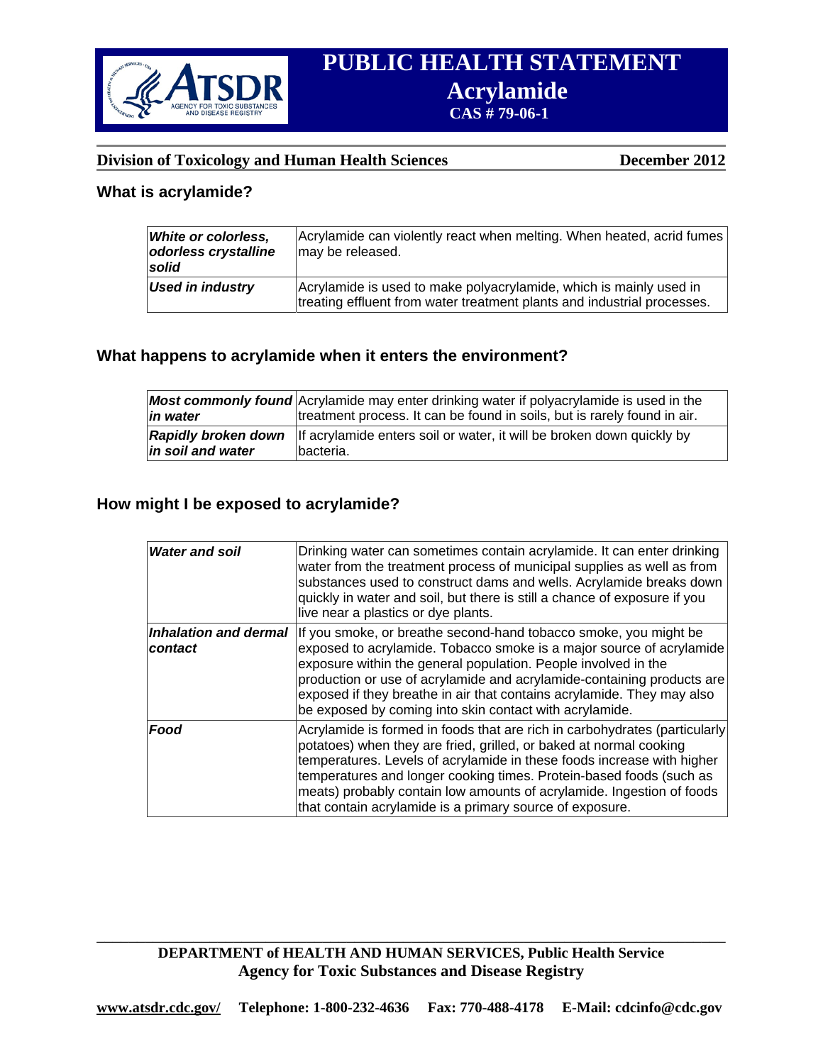# PUBLIC HEALTH STATEMENT

## Acrylamide

**CAS # 79-06-1**

**Division of Toxicology and Human Health Sciences** **December 2012**

## What is acrylamide?

| | |
|---|---|
| ***White or colorless, odorless crystalline solid*** | Acrylamide can violently react when melting. When heated, acrid fumes may be released. |
| ***Used in industry*** | Acrylamide is used to make polyacrylamide, which is mainly used in treating effluent from water treatment plants and industrial processes. |

## What happens to acrylamide when it enters the environment?

| | |
|---|---|
| ***Most commonly found in water*** | Acrylamide may enter drinking water if polyacrylamide is used in the treatment process. It can be found in soils, but is rarely found in air. |
| ***Rapidly broken down in soil and water*** | If acrylamide enters soil or water, it will be broken down quickly by bacteria. |

## How might I be exposed to acrylamide?

| | |
|---|---|
| ***Water and soil*** | Drinking water can sometimes contain acrylamide. It can enter drinking water from the treatment process of municipal supplies as well as from substances used to construct dams and wells. Acrylamide breaks down quickly in water and soil, but there is still a chance of exposure if you live near a plastics or dye plants. |
| ***Inhalation and dermal contact*** | If you smoke, or breathe second-hand tobacco smoke, you might be exposed to acrylamide. Tobacco smoke is a major source of acrylamide exposure within the general population. People involved in the production or use of acrylamide and acrylamide-containing products are exposed if they breathe in air that contains acrylamide. They may also be exposed by coming into skin contact with acrylamide. |
| ***Food*** | Acrylamide is formed in foods that are rich in carbohydrates (particularly potatoes) when they are fried, grilled, or baked at normal cooking temperatures. Levels of acrylamide in these foods increase with higher temperatures and longer cooking times. Protein-based foods (such as meats) probably contain low amounts of acrylamide. Ingestion of foods that contain acrylamide is a primary source of exposure. |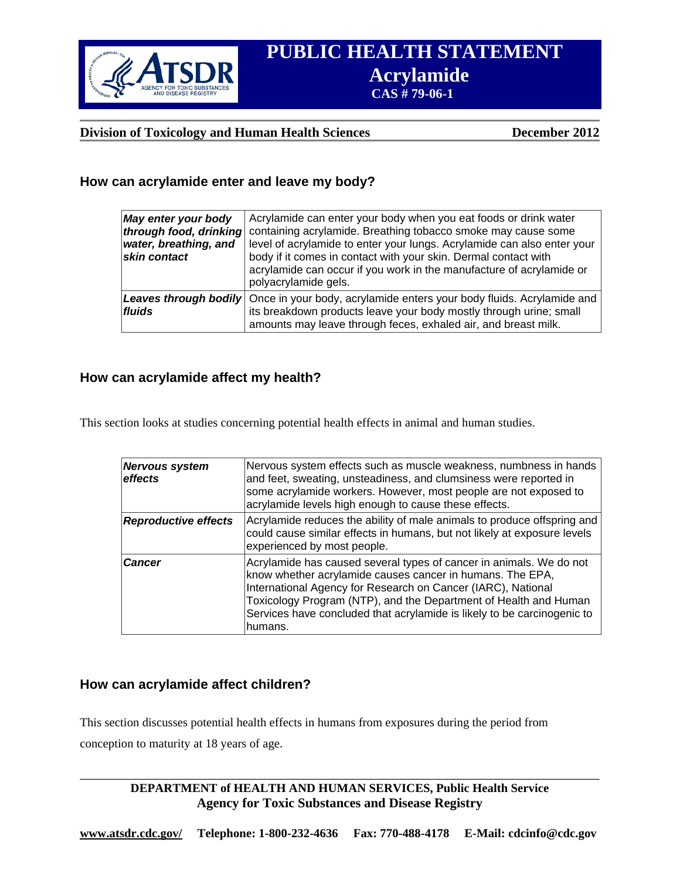## How can acrylamide enter and leave my body?

| | |
|---|---|
| ***May enter your body through food, drinking water, breathing, and skin contact*** | Acrylamide can enter your body when you eat foods or drink water containing acrylamide. Breathing tobacco smoke may cause some level of acrylamide to enter your lungs. Acrylamide can also enter your body if it comes in contact with your skin. Dermal contact with acrylamide can occur if you work in the manufacture of acrylamide or polyacrylamide gels. |
| ***Leaves through bodily fluids*** | Once in your body, acrylamide enters your body fluids. Acrylamide and its breakdown products leave your body mostly through urine; small amounts may leave through feces, exhaled air, and breast milk. |

## How can acrylamide affect my health?

This section looks at studies concerning potential health effects in animal and human studies.

| | |
|---|---|
| ***Nervous system effects*** | Nervous system effects such as muscle weakness, numbness in hands and feet, sweating, unsteadiness, and clumsiness were reported in some acrylamide workers. However, most people are not exposed to acrylamide levels high enough to cause these effects. |
| ***Reproductive effects*** | Acrylamide reduces the ability of male animals to produce offspring and could cause similar effects in humans, but not likely at exposure levels experienced by most people. |
| ***Cancer*** | Acrylamide has caused several types of cancer in animals. We do not know whether acrylamide causes cancer in humans. The EPA, International Agency for Research on Cancer (IARC), National Toxicology Program (NTP), and the Department of Health and Human Services have concluded that acrylamide is likely to be carcinogenic to humans. |

## How can acrylamide affect children?

This section discusses potential health effects in humans from exposures during the period from conception to maturity at 18 years of age.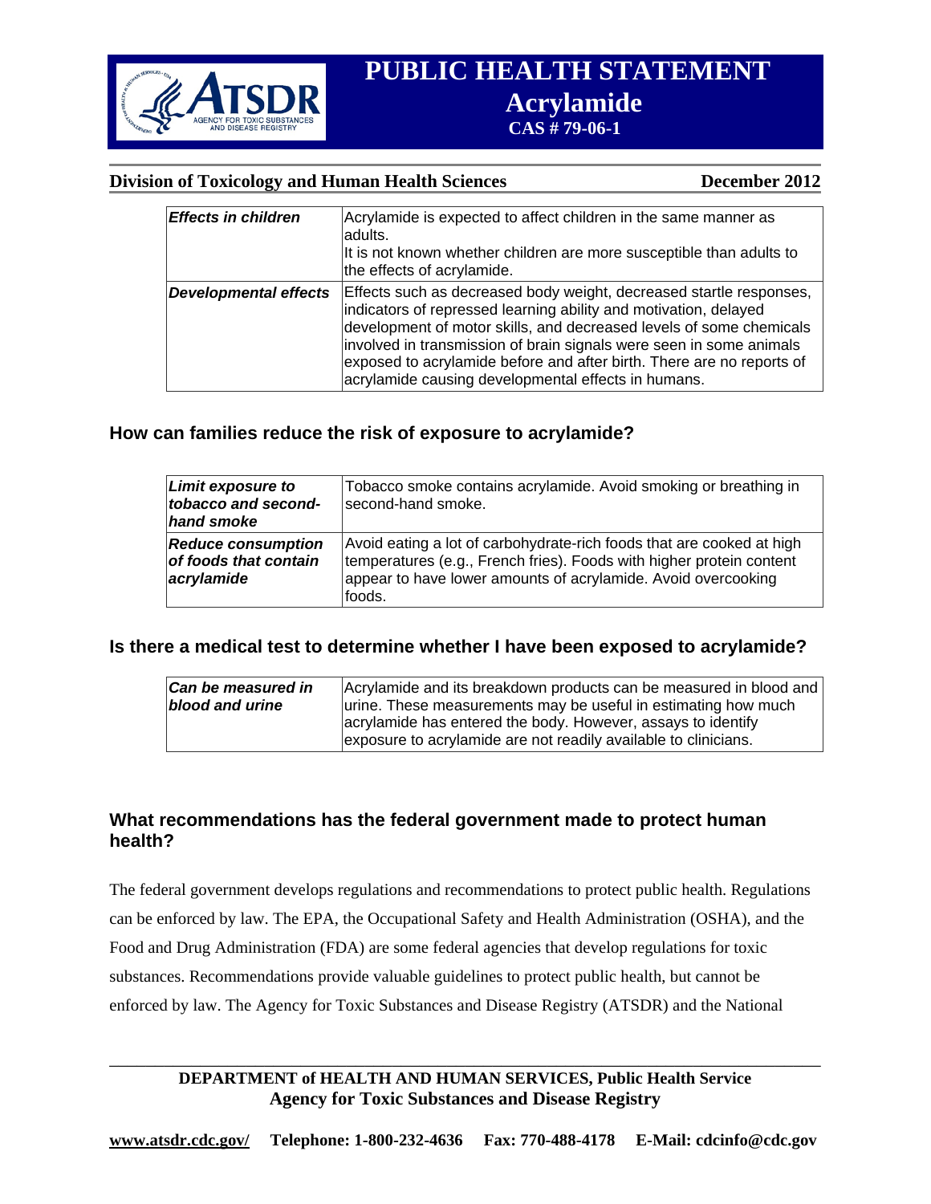| | |
|---|---|
| ***Effects in children*** | Acrylamide is expected to affect children in the same manner as adults. It is not known whether children are more susceptible than adults to the effects of acrylamide. |
| ***Developmental effects*** | Effects such as decreased body weight, decreased startle responses, indicators of repressed learning ability and motivation, delayed development of motor skills, and decreased levels of some chemicals involved in transmission of brain signals were seen in some animals exposed to acrylamide before and after birth. There are no reports of acrylamide causing developmental effects in humans. |

## How can families reduce the risk of exposure to acrylamide?

| | |
|---|---|
| ***Limit exposure to tobacco and second-hand smoke*** | Tobacco smoke contains acrylamide. Avoid smoking or breathing in second-hand smoke. |
| ***Reduce consumption of foods that contain acrylamide*** | Avoid eating a lot of carbohydrate-rich foods that are cooked at high temperatures (e.g., French fries). Foods with higher protein content appear to have lower amounts of acrylamide. Avoid overcooking foods. |

## Is there a medical test to determine whether I have been exposed to acrylamide?

| | |
|---|---|
| ***Can be measured in blood and urine*** | Acrylamide and its breakdown products can be measured in blood and urine. These measurements may be useful in estimating how much acrylamide has entered the body. However, assays to identify exposure to acrylamide are not readily available to clinicians. |

## What recommendations has the federal government made to protect human health?

The federal government develops regulations and recommendations to protect public health. Regulations can be enforced by law. The EPA, the Occupational Safety and Health Administration (OSHA), and the Food and Drug Administration (FDA) are some federal agencies that develop regulations for toxic substances. Recommendations provide valuable guidelines to protect public health, but cannot be enforced by law. The Agency for Toxic Substances and Disease Registry (ATSDR) and the National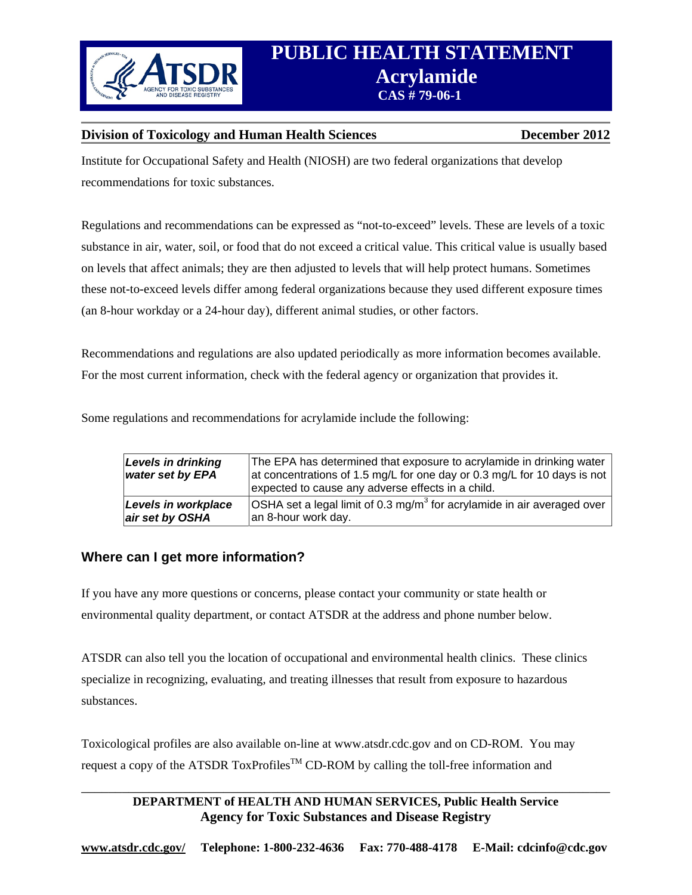Institute for Occupational Safety and Health (NIOSH) are two federal organizations that develop recommendations for toxic substances.

Regulations and recommendations can be expressed as “not-to-exceed” levels. These are levels of a toxic substance in air, water, soil, or food that do not exceed a critical value. This critical value is usually based on levels that affect animals; they are then adjusted to levels that will help protect humans. Sometimes these not-to-exceed levels differ among federal organizations because they used different exposure times (an 8-hour workday or a 24-hour day), different animal studies, or other factors.

Recommendations and regulations are also updated periodically as more information becomes available. For the most current information, check with the federal agency or organization that provides it.

Some regulations and recommendations for acrylamide include the following:

| | |
|---|---|
| ***Levels in drinking water set by EPA*** | The EPA has determined that exposure to acrylamide in drinking water at concentrations of 1.5 mg/L for one day or 0.3 mg/L for 10 days is not expected to cause any adverse effects in a child. |
| ***Levels in workplace air set by OSHA*** | OSHA set a legal limit of 0.3 $mg/m^3$ for acrylamide in air averaged over an 8-hour work day. |

## Where can I get more information?

If you have any more questions or concerns, please contact your community or state health or environmental quality department, or contact ATSDR at the address and phone number below.

ATSDR can also tell you the location of occupational and environmental health clinics. These clinics specialize in recognizing, evaluating, and treating illnesses that result from exposure to hazardous substances.

Toxicological profiles are also available on-line at www.atsdr.cdc.gov and on CD-ROM. You may request a copy of the ATSDR ToxProfiles™ CD-ROM by calling the toll-free information and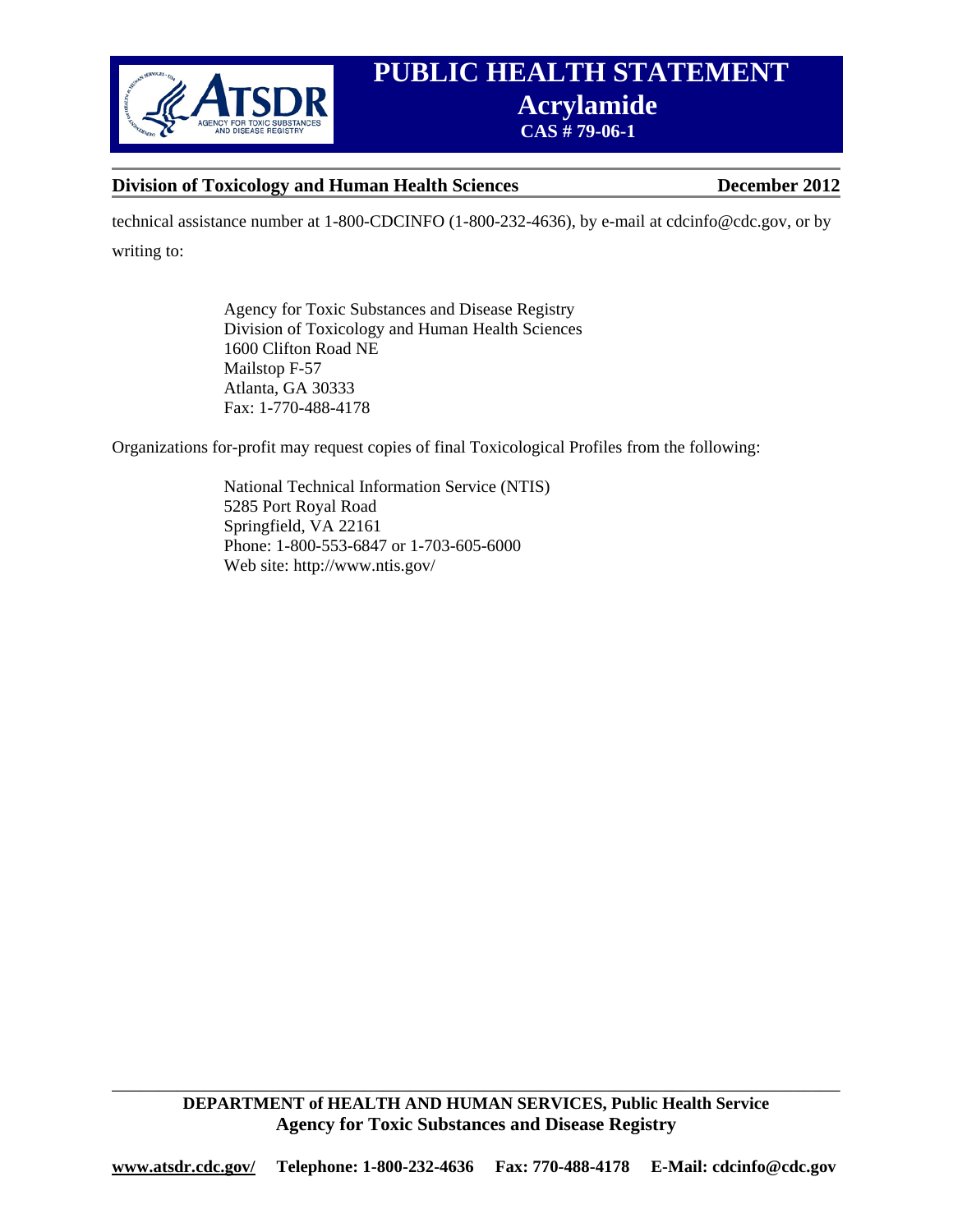technical assistance number at 1-800-CDCINFO (1-800-232-4636), by e-mail at cdcinfo@cdc.gov, or by writing to:

Agency for Toxic Substances and Disease Registry
Division of Toxicology and Human Health Sciences
1600 Clifton Road NE
Mailstop F-57
Atlanta, GA 30333
Fax: 1-770-488-4178

Organizations for-profit may request copies of final Toxicological Profiles from the following:

National Technical Information Service (NTIS)
5285 Port Royal Road
Springfield, VA 22161
Phone: 1-800-553-6847 or 1-703-605-6000
Web site: http://www.ntis.gov/